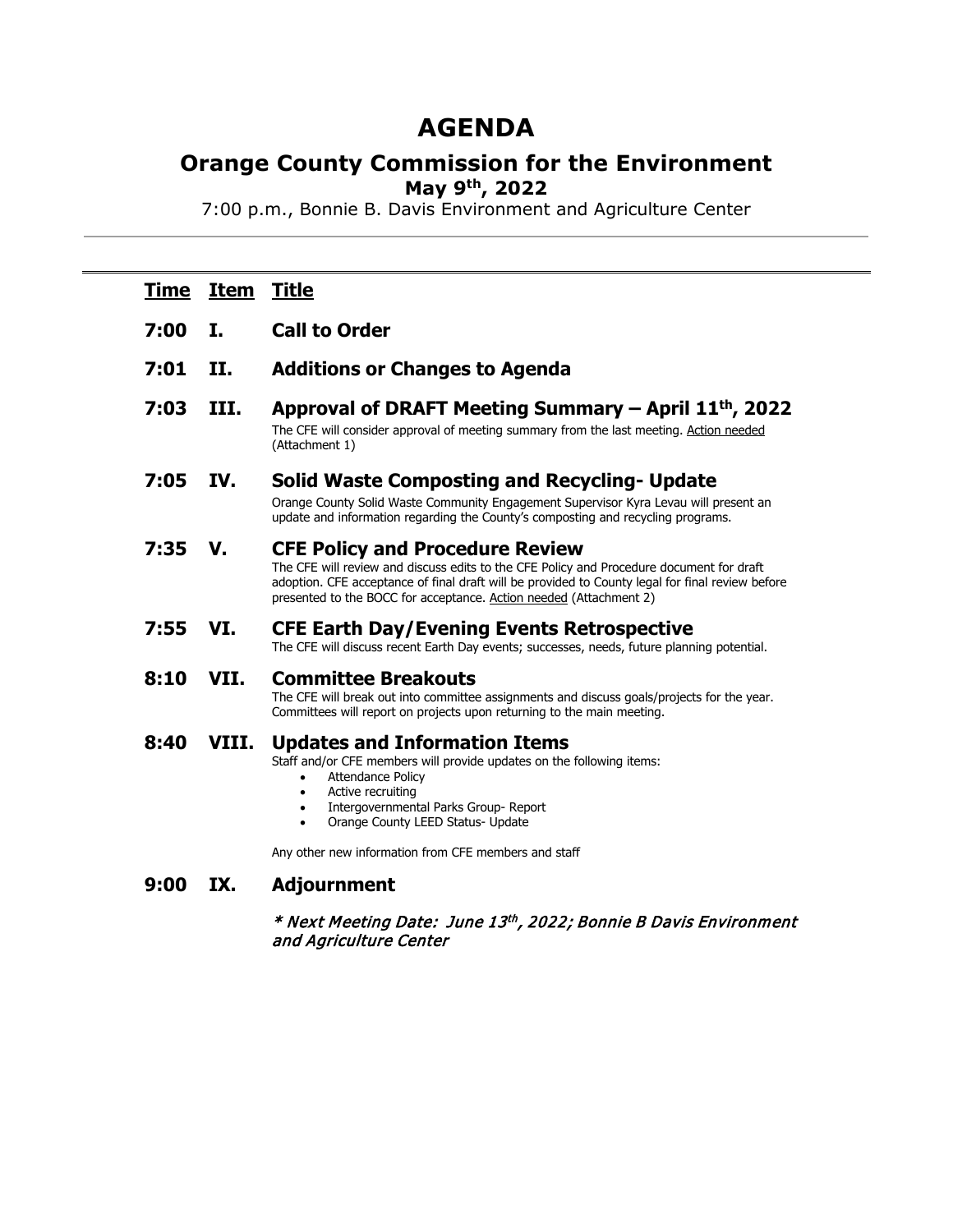# AGENDA

## Orange County Commission for the Environment

### May 9th, 2022

7:00 p.m., Bonnie B. Davis Environment and Agriculture Center

---

| Time | Item | Title |
|---|---|---|
| **7:00** | **I.** | **Call to Order** |
| **7:01** | **II.** | **Additions or Changes to Agenda** |
| **7:03** | **III.** | **Approval of DRAFT Meeting Summary – April 11th, 2022**<br>The CFE will consider approval of meeting summary from the last meeting. Action needed (Attachment 1) |
| **7:05** | **IV.** | **Solid Waste Composting and Recycling- Update**<br>Orange County Solid Waste Community Engagement Supervisor Kyra Levau will present an update and information regarding the County's composting and recycling programs. |
| **7:35** | **V.** | **CFE Policy and Procedure Review**<br>The CFE will review and discuss edits to the CFE Policy and Procedure document for draft adoption. CFE acceptance of final draft will be provided to County legal for final review before presented to the BOCC for acceptance. Action needed (Attachment 2) |
| **7:55** | **VI.** | **CFE Earth Day/Evening Events Retrospective**<br>The CFE will discuss recent Earth Day events; successes, needs, future planning potential. |
| **8:10** | **VII.** | **Committee Breakouts**<br>The CFE will break out into committee assignments and discuss goals/projects for the year. Committees will report on projects upon returning to the main meeting. |
| **8:40** | **VIII.** | **Updates and Information Items**<br>Staff and/or CFE members will provide updates on the following items:<br>• Attendance Policy<br>• Active recruiting<br>• Intergovernmental Parks Group- Report<br>• Orange County LEED Status- Update<br><br>Any other new information from CFE members and staff |
| **9:00** | **IX.** | **Adjournment**<br><br>***\* Next Meeting Date: June 13th, 2022; Bonnie B Davis Environment and Agriculture Center*** |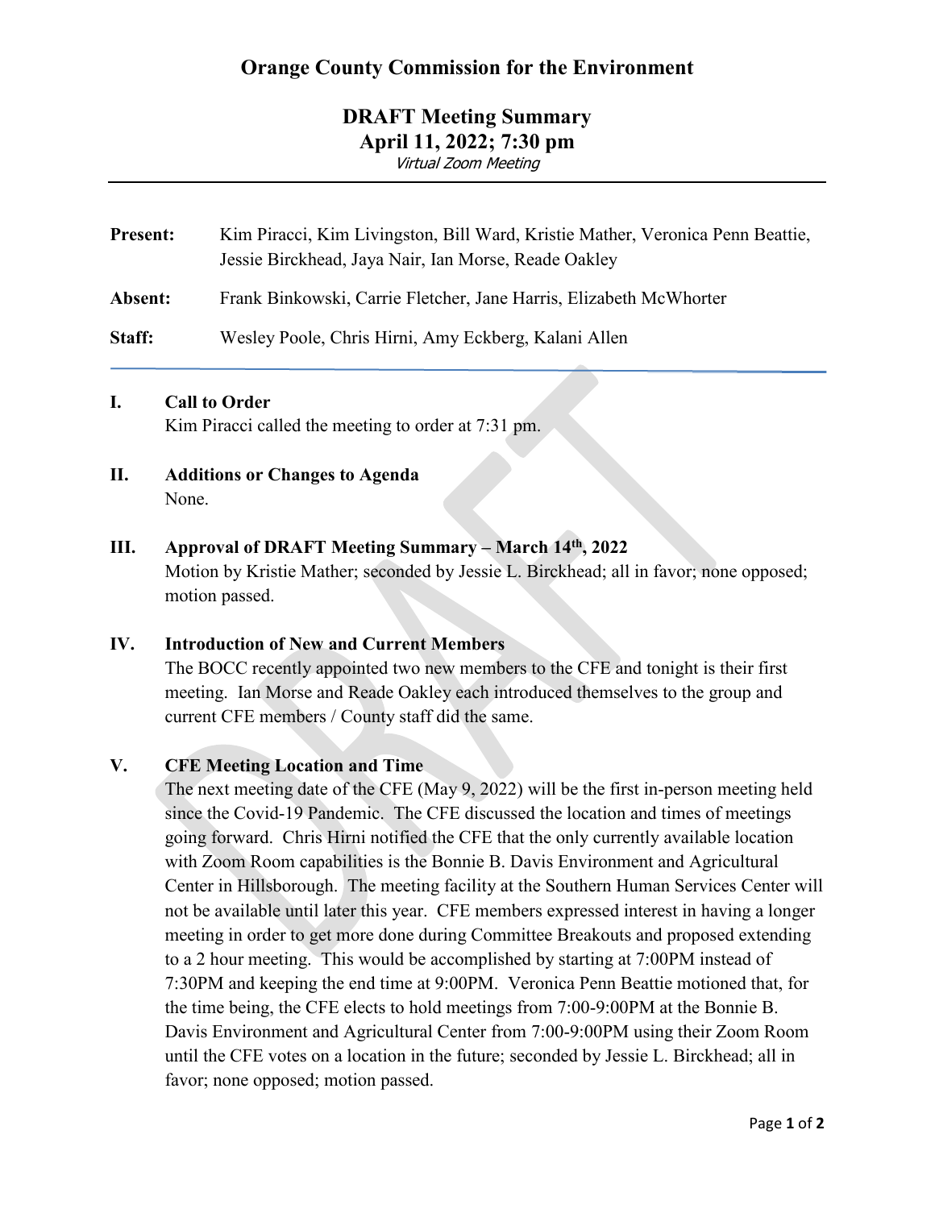# Orange County Commission for the Environment

## DRAFT Meeting Summary
## April 11, 2022; 7:30 pm

*Virtual Zoom Meeting*

---

**Present:** Kim Piracci, Kim Livingston, Bill Ward, Kristie Mather, Veronica Penn Beattie, Jessie Birckhead, Jaya Nair, Ian Morse, Reade Oakley

**Absent:** Frank Binkowski, Carrie Fletcher, Jane Harris, Elizabeth McWhorter

**Staff:** Wesley Poole, Chris Hirni, Amy Eckberg, Kalani Allen

---

### I. Call to Order

Kim Piracci called the meeting to order at 7:31 pm.

### II. Additions or Changes to Agenda

None.

### III. Approval of DRAFT Meeting Summary – March 14th, 2022

Motion by Kristie Mather; seconded by Jessie L. Birckhead; all in favor; none opposed; motion passed.

### IV. Introduction of New and Current Members

The BOCC recently appointed two new members to the CFE and tonight is their first meeting. Ian Morse and Reade Oakley each introduced themselves to the group and current CFE members / County staff did the same.

### V. CFE Meeting Location and Time

The next meeting date of the CFE (May 9, 2022) will be the first in-person meeting held since the Covid-19 Pandemic. The CFE discussed the location and times of meetings going forward. Chris Hirni notified the CFE that the only currently available location with Zoom Room capabilities is the Bonnie B. Davis Environment and Agricultural Center in Hillsborough. The meeting facility at the Southern Human Services Center will not be available until later this year. CFE members expressed interest in having a longer meeting in order to get more done during Committee Breakouts and proposed extending to a 2 hour meeting. This would be accomplished by starting at 7:00PM instead of 7:30PM and keeping the end time at 9:00PM. Veronica Penn Beattie motioned that, for the time being, the CFE elects to hold meetings from 7:00-9:00PM at the Bonnie B. Davis Environment and Agricultural Center from 7:00-9:00PM using their Zoom Room until the CFE votes on a location in the future; seconded by Jessie L. Birckhead; all in favor; none opposed; motion passed.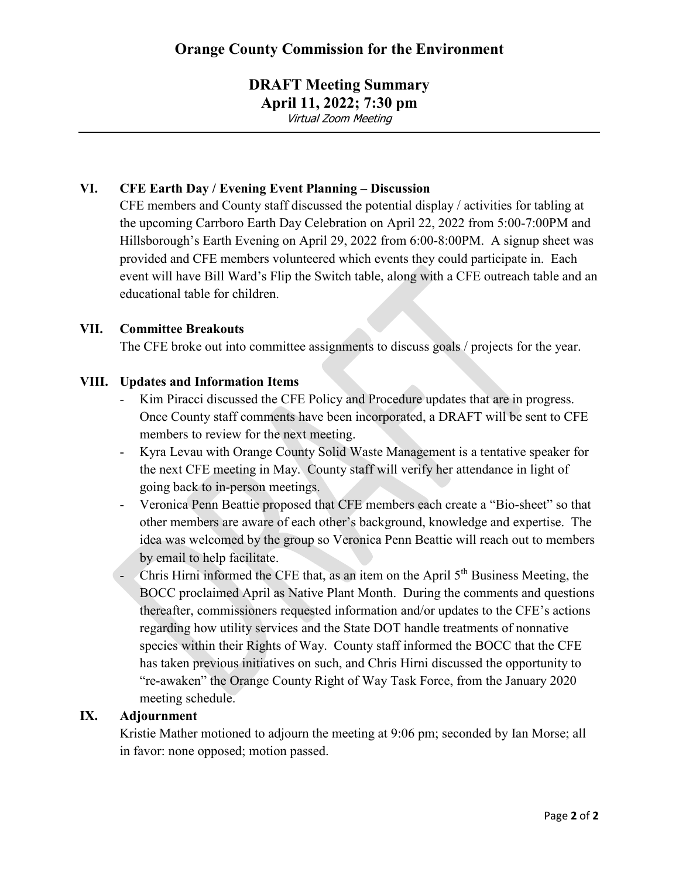# Orange County Commission for the Environment

## DRAFT Meeting Summary
## April 11, 2022; 7:30 pm
*Virtual Zoom Meeting*

---

### VI. CFE Earth Day / Evening Event Planning – Discussion

CFE members and County staff discussed the potential display / activities for tabling at the upcoming Carrboro Earth Day Celebration on April 22, 2022 from 5:00-7:00PM and Hillsborough's Earth Evening on April 29, 2022 from 6:00-8:00PM. A signup sheet was provided and CFE members volunteered which events they could participate in. Each event will have Bill Ward's Flip the Switch table, along with a CFE outreach table and an educational table for children.

### VII. Committee Breakouts

The CFE broke out into committee assignments to discuss goals / projects for the year.

### VIII. Updates and Information Items

- Kim Piracci discussed the CFE Policy and Procedure updates that are in progress. Once County staff comments have been incorporated, a DRAFT will be sent to CFE members to review for the next meeting.
- Kyra Levau with Orange County Solid Waste Management is a tentative speaker for the next CFE meeting in May. County staff will verify her attendance in light of going back to in-person meetings.
- Veronica Penn Beattie proposed that CFE members each create a "Bio-sheet" so that other members are aware of each other's background, knowledge and expertise. The idea was welcomed by the group so Veronica Penn Beattie will reach out to members by email to help facilitate.
- Chris Hirni informed the CFE that, as an item on the April 5th Business Meeting, the BOCC proclaimed April as Native Plant Month. During the comments and questions thereafter, commissioners requested information and/or updates to the CFE's actions regarding how utility services and the State DOT handle treatments of nonnative species within their Rights of Way. County staff informed the BOCC that the CFE has taken previous initiatives on such, and Chris Hirni discussed the opportunity to "re-awaken" the Orange County Right of Way Task Force, from the January 2020 meeting schedule.

### IX. Adjournment

Kristie Mather motioned to adjourn the meeting at 9:06 pm; seconded by Ian Morse; all in favor: none opposed; motion passed.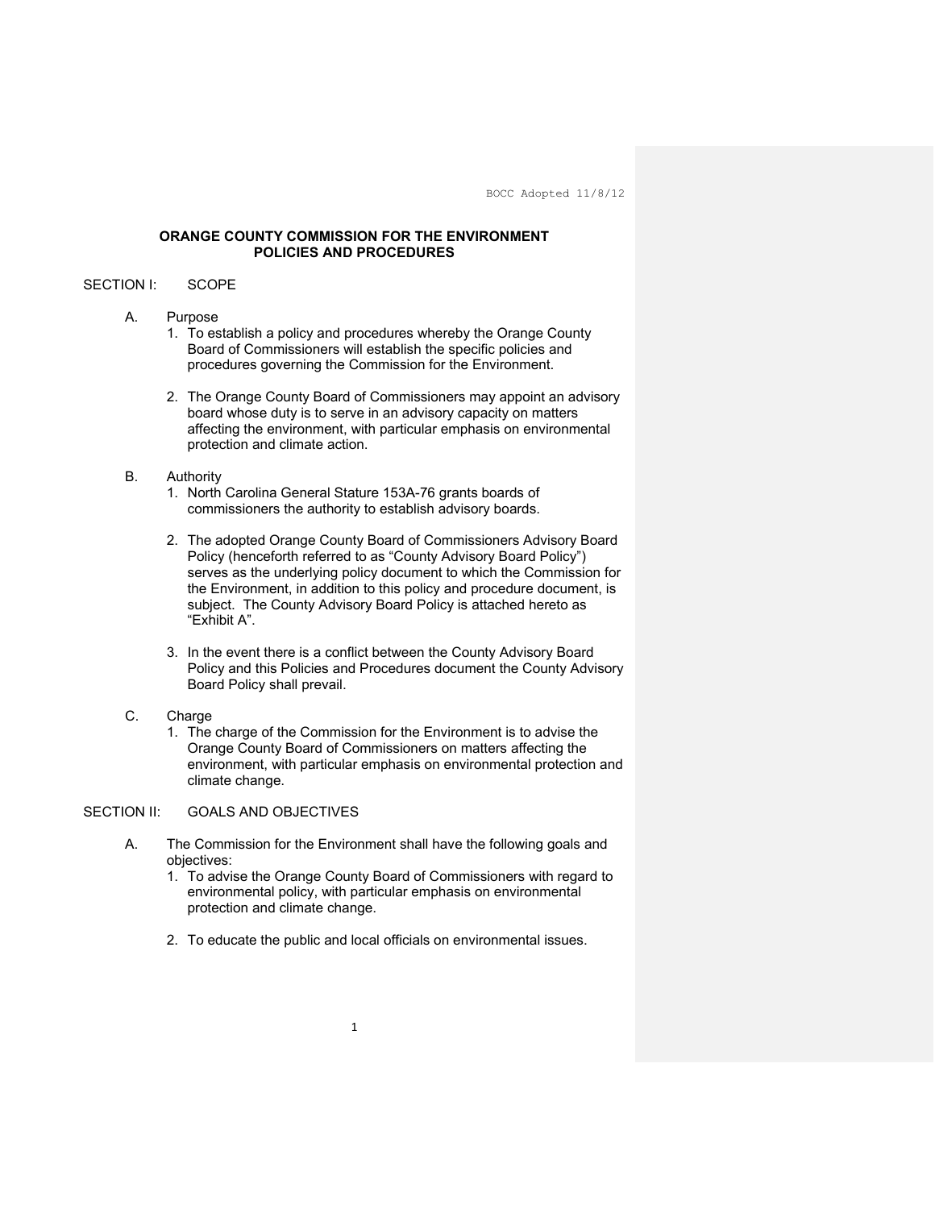BOCC Adopted 11/8/12

## ORANGE COUNTY COMMISSION FOR THE ENVIRONMENT POLICIES AND PROCEDURES

SECTION I: SCOPE

A. Purpose

1. To establish a policy and procedures whereby the Orange County Board of Commissioners will establish the specific policies and procedures governing the Commission for the Environment.

2. The Orange County Board of Commissioners may appoint an advisory board whose duty is to serve in an advisory capacity on matters affecting the environment, with particular emphasis on environmental protection and climate action.

B. Authority

1. North Carolina General Stature 153A-76 grants boards of commissioners the authority to establish advisory boards.

2. The adopted Orange County Board of Commissioners Advisory Board Policy (henceforth referred to as "County Advisory Board Policy") serves as the underlying policy document to which the Commission for the Environment, in addition to this policy and procedure document, is subject. The County Advisory Board Policy is attached hereto as "Exhibit A".

3. In the event there is a conflict between the County Advisory Board Policy and this Policies and Procedures document the County Advisory Board Policy shall prevail.

C. Charge

1. The charge of the Commission for the Environment is to advise the Orange County Board of Commissioners on matters affecting the environment, with particular emphasis on environmental protection and climate change.

SECTION II: GOALS AND OBJECTIVES

A. The Commission for the Environment shall have the following goals and objectives:

1. To advise the Orange County Board of Commissioners with regard to environmental policy, with particular emphasis on environmental protection and climate change.

2. To educate the public and local officials on environmental issues.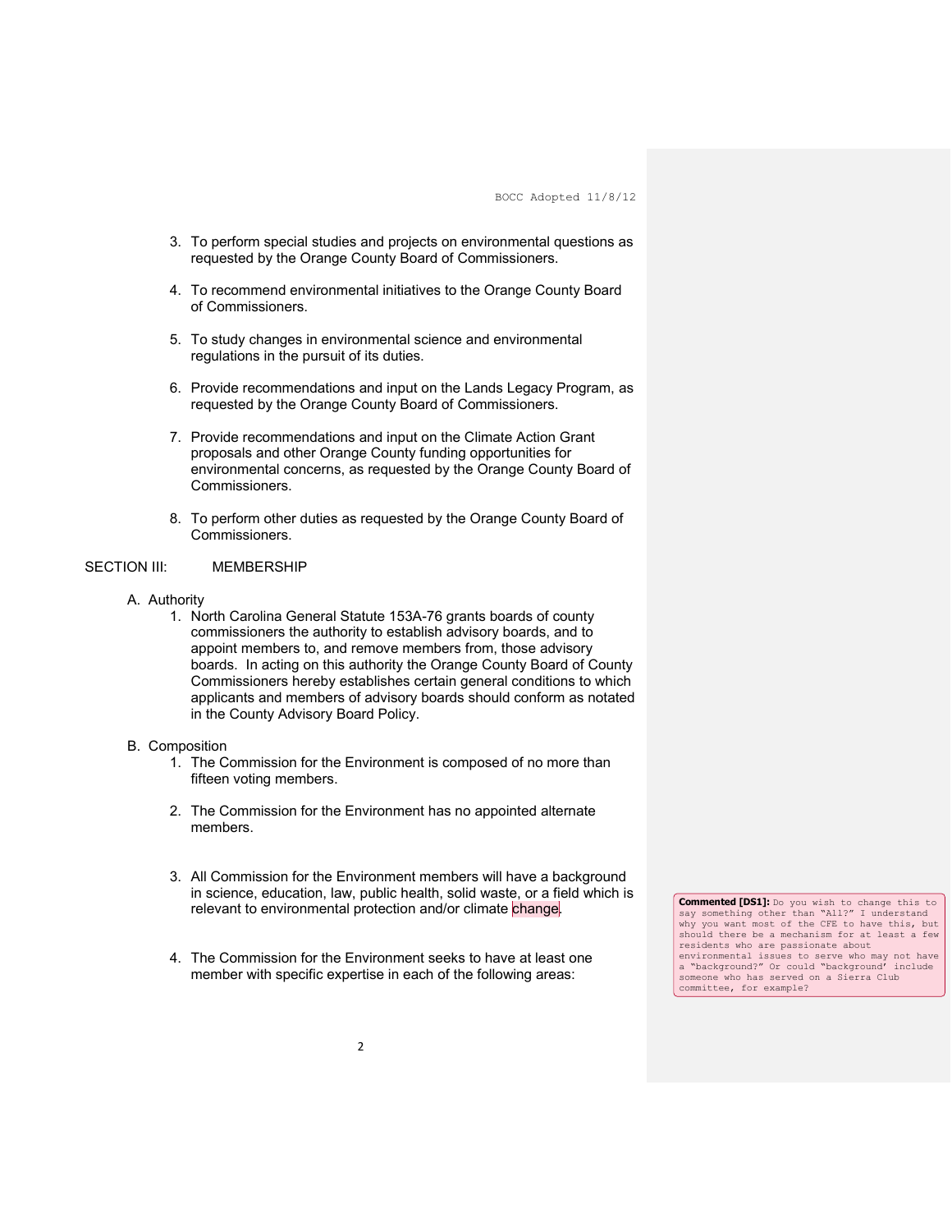3. To perform special studies and projects on environmental questions as requested by the Orange County Board of Commissioners.

4. To recommend environmental initiatives to the Orange County Board of Commissioners.

5. To study changes in environmental science and environmental regulations in the pursuit of its duties.

6. Provide recommendations and input on the Lands Legacy Program, as requested by the Orange County Board of Commissioners.

7. Provide recommendations and input on the Climate Action Grant proposals and other Orange County funding opportunities for environmental concerns, as requested by the Orange County Board of Commissioners.

8. To perform other duties as requested by the Orange County Board of Commissioners.

## SECTION III: MEMBERSHIP

A. Authority

1. North Carolina General Statute 153A-76 grants boards of county commissioners the authority to establish advisory boards, and to appoint members to, and remove members from, those advisory boards. In acting on this authority the Orange County Board of County Commissioners hereby establishes certain general conditions to which applicants and members of advisory boards should conform as notated in the County Advisory Board Policy.

B. Composition

1. The Commission for the Environment is composed of no more than fifteen voting members.

2. The Commission for the Environment has no appointed alternate members.

3. All Commission for the Environment members will have a background in science, education, law, public health, solid waste, or a field which is relevant to environmental protection and/or climate change.

4. The Commission for the Environment seeks to have at least one member with specific expertise in each of the following areas:

**Commented [DS1]:** Do you wish to change this to say something other than "All?" I understand why you want most of the CFE to have this, but should there be a mechanism for at least a few residents who are passionate about environmental issues to serve who may not have a "background?" Or could "background' include someone who has served on a Sierra Club committee, for example?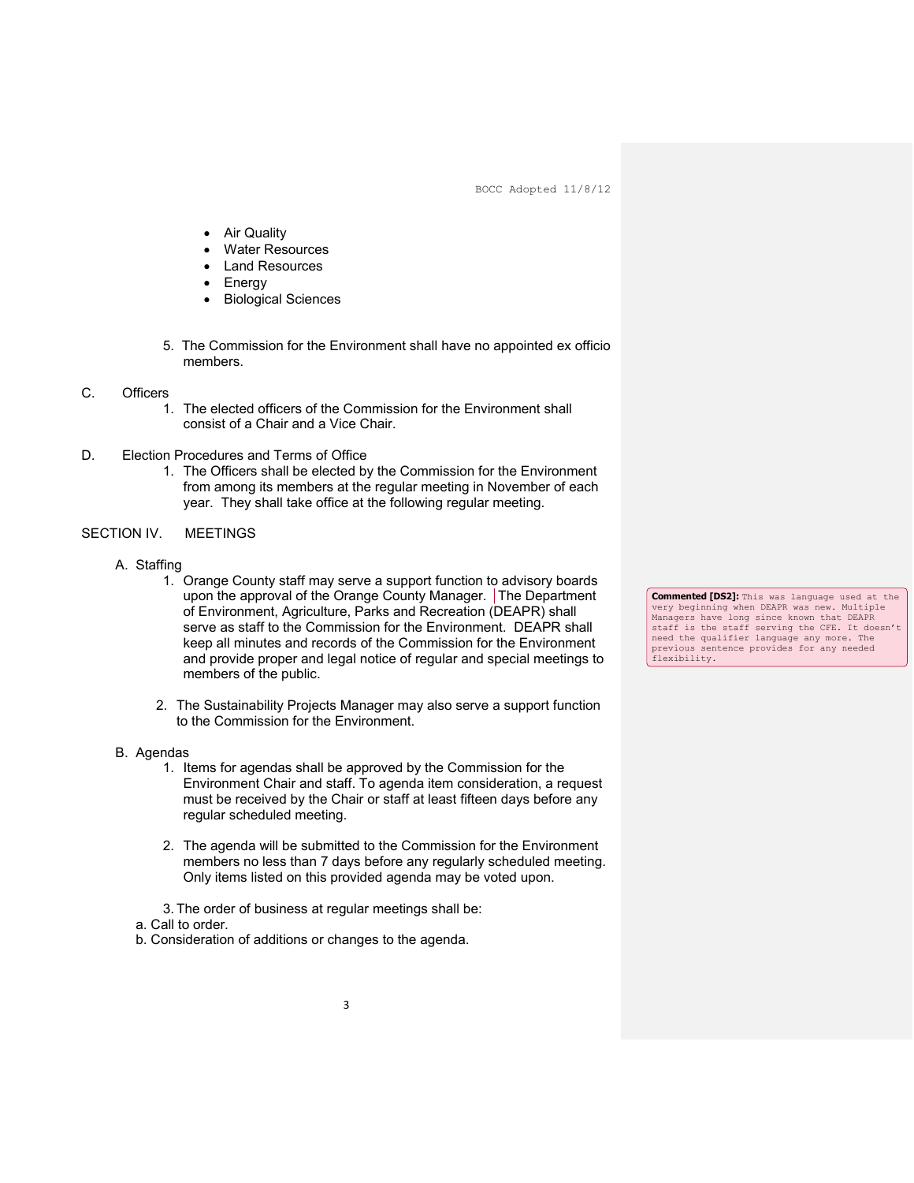- Air Quality
- Water Resources
- Land Resources
- Energy
- Biological Sciences

5. The Commission for the Environment shall have no appointed ex officio members.

C. Officers

1. The elected officers of the Commission for the Environment shall consist of a Chair and a Vice Chair.

D. Election Procedures and Terms of Office

1. The Officers shall be elected by the Commission for the Environment from among its members at the regular meeting in November of each year. They shall take office at the following regular meeting.

SECTION IV. MEETINGS

A. Staffing

1. Orange County staff may serve a support function to advisory boards upon the approval of the Orange County Manager. The Department of Environment, Agriculture, Parks and Recreation (DEAPR) shall serve as staff to the Commission for the Environment. DEAPR shall keep all minutes and records of the Commission for the Environment and provide proper and legal notice of regular and special meetings to members of the public.

2. The Sustainability Projects Manager may also serve a support function to the Commission for the Environment.

**Commented [DS2]:** This was language used at the very beginning when DEAPR was new. Multiple Managers have long since known that DEAPR staff is the staff serving the CFE. It doesn't need the qualifier language any more. The previous sentence provides for any needed flexibility.

B. Agendas

1. Items for agendas shall be approved by the Commission for the Environment Chair and staff. To agenda item consideration, a request must be received by the Chair or staff at least fifteen days before any regular scheduled meeting.

2. The agenda will be submitted to the Commission for the Environment members no less than 7 days before any regularly scheduled meeting. Only items listed on this provided agenda may be voted upon.

3. The order of business at regular meetings shall be:

a. Call to order.

b. Consideration of additions or changes to the agenda.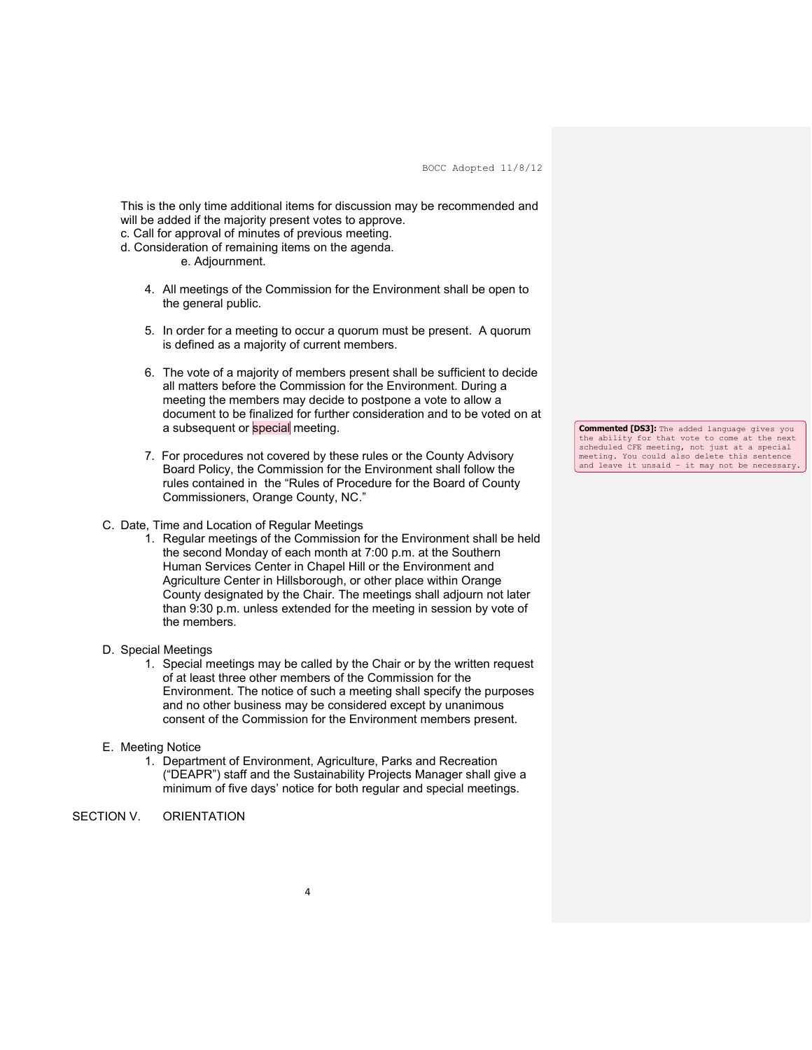This is the only time additional items for discussion may be recommended and will be added if the majority present votes to approve.

c. Call for approval of minutes of previous meeting.

d. Consideration of remaining items on the agenda.

e. Adjournment.

4. All meetings of the Commission for the Environment shall be open to the general public.

5. In order for a meeting to occur a quorum must be present. A quorum is defined as a majority of current members.

6. The vote of a majority of members present shall be sufficient to decide all matters before the Commission for the Environment. During a meeting the members may decide to postpone a vote to allow a document to be finalized for further consideration and to be voted on at a subsequent or special meeting.

**Commented [DS3]:** The added language gives you the ability for that vote to come at the next scheduled CFE meeting, not just at a special meeting. You could also delete this sentence and leave it unsaid – it may not be necessary.

7. For procedures not covered by these rules or the County Advisory Board Policy, the Commission for the Environment shall follow the rules contained in the "Rules of Procedure for the Board of County Commissioners, Orange County, NC."

C. Date, Time and Location of Regular Meetings

1. Regular meetings of the Commission for the Environment shall be held the second Monday of each month at 7:00 p.m. at the Southern Human Services Center in Chapel Hill or the Environment and Agriculture Center in Hillsborough, or other place within Orange County designated by the Chair. The meetings shall adjourn not later than 9:30 p.m. unless extended for the meeting in session by vote of the members.

D. Special Meetings

1. Special meetings may be called by the Chair or by the written request of at least three other members of the Commission for the Environment. The notice of such a meeting shall specify the purposes and no other business may be considered except by unanimous consent of the Commission for the Environment members present.

E. Meeting Notice

1. Department of Environment, Agriculture, Parks and Recreation ("DEAPR") staff and the Sustainability Projects Manager shall give a minimum of five days' notice for both regular and special meetings.

## SECTION V. ORIENTATION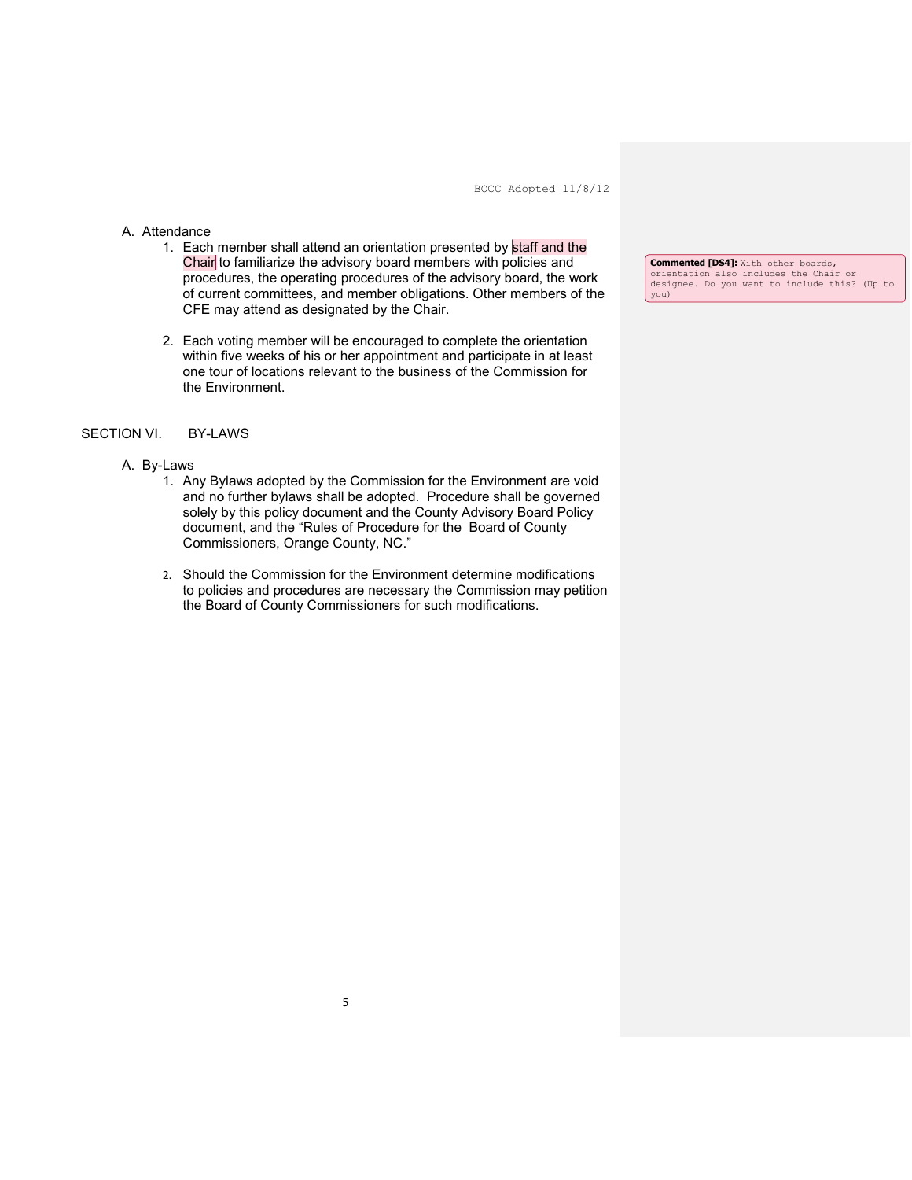A. Attendance

1. Each member shall attend an orientation presented by staff and the Chair to familiarize the advisory board members with policies and procedures, the operating procedures of the advisory board, the work of current committees, and member obligations. Other members of the CFE may attend as designated by the Chair.

2. Each voting member will be encouraged to complete the orientation within five weeks of his or her appointment and participate in at least one tour of locations relevant to the business of the Commission for the Environment.

**Commented [DS4]:** With other boards, orientation also includes the Chair or designee. Do you want to include this? (Up to you)

## SECTION VI. BY-LAWS

A. By-Laws

1. Any Bylaws adopted by the Commission for the Environment are void and no further bylaws shall be adopted. Procedure shall be governed solely by this policy document and the County Advisory Board Policy document, and the "Rules of Procedure for the Board of County Commissioners, Orange County, NC."

2. Should the Commission for the Environment determine modifications to policies and procedures are necessary the Commission may petition the Board of County Commissioners for such modifications.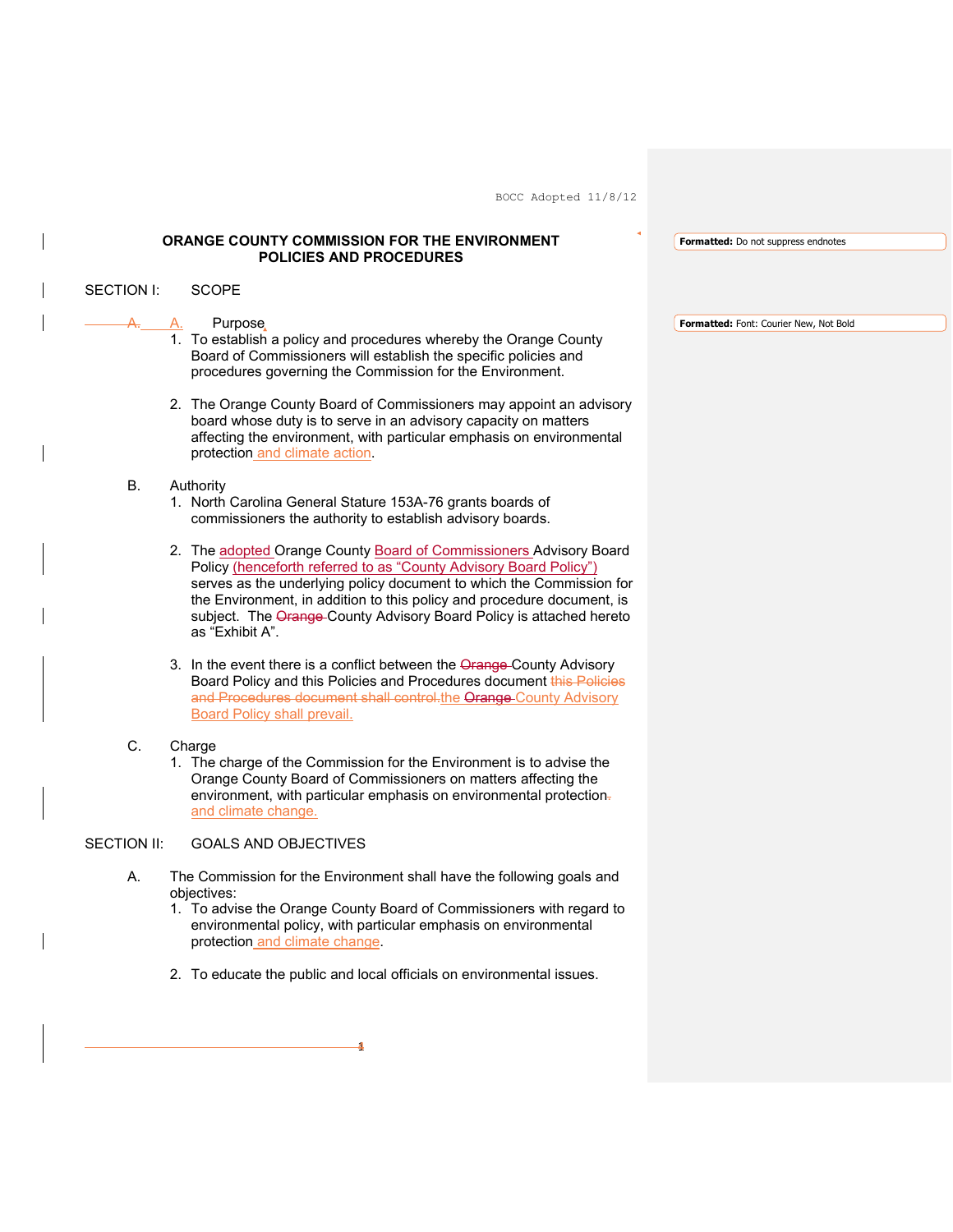BOCC Adopted 11/8/12

# ORANGE COUNTY COMMISSION FOR THE ENVIRONMENT POLICIES AND PROCEDURES

## SECTION I: SCOPE

A. Purpose

1. To establish a policy and procedures whereby the Orange County Board of Commissioners will establish the specific policies and procedures governing the Commission for the Environment.

2. The Orange County Board of Commissioners may appoint an advisory board whose duty is to serve in an advisory capacity on matters affecting the environment, with particular emphasis on environmental protection and climate action.

B. Authority

1. North Carolina General Stature 153A-76 grants boards of commissioners the authority to establish advisory boards.

2. The adopted Orange County Board of Commissioners Advisory Board Policy (henceforth referred to as "County Advisory Board Policy") serves as the underlying policy document to which the Commission for the Environment, in addition to this policy and procedure document, is subject. The ~~Orange~~ County Advisory Board Policy is attached hereto as "Exhibit A".

3. In the event there is a conflict between the ~~Orange~~ County Advisory Board Policy and this Policies and Procedures document ~~this Policies and Procedures document shall control.~~ the ~~Orange~~ County Advisory Board Policy shall prevail.

C. Charge

1. The charge of the Commission for the Environment is to advise the Orange County Board of Commissioners on matters affecting the environment, with particular emphasis on environmental protection~~.~~ and climate change.

## SECTION II: GOALS AND OBJECTIVES

A. The Commission for the Environment shall have the following goals and objectives:

1. To advise the Orange County Board of Commissioners with regard to environmental policy, with particular emphasis on environmental protection and climate change.

2. To educate the public and local officials on environmental issues.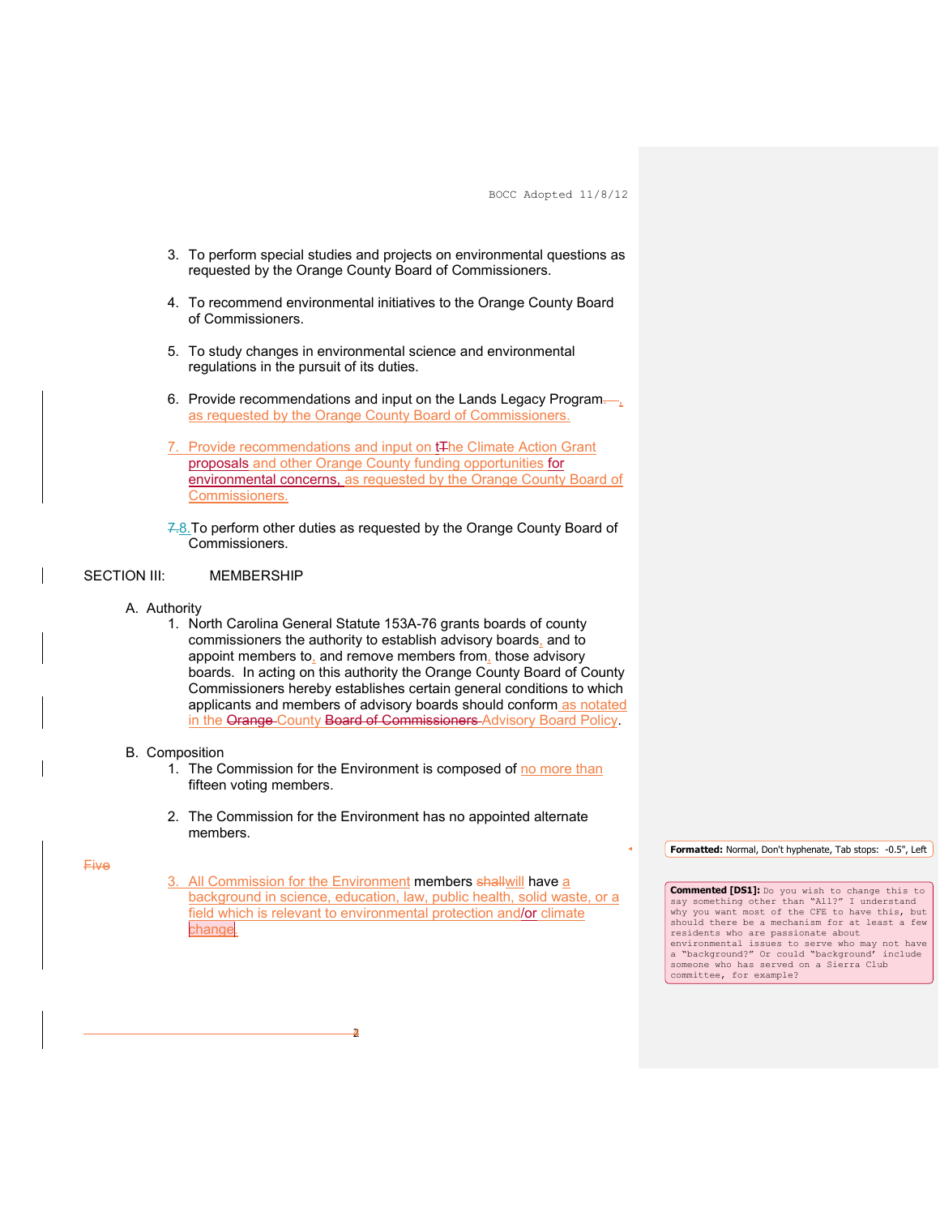3. To perform special studies and projects on environmental questions as requested by the Orange County Board of Commissioners.

4. To recommend environmental initiatives to the Orange County Board of Commissioners.

5. To study changes in environmental science and environmental regulations in the pursuit of its duties.

6. Provide recommendations and input on the Lands Legacy Program, as requested by the Orange County Board of Commissioners.

7. Provide recommendations and input on the Climate Action Grant proposals and other Orange County funding opportunities for environmental concerns, as requested by the Orange County Board of Commissioners.

8. To perform other duties as requested by the Orange County Board of Commissioners.

SECTION III: MEMBERSHIP

A. Authority
   1. North Carolina General Statute 153A-76 grants boards of county commissioners the authority to establish advisory boards, and to appoint members to, and remove members from, those advisory boards. In acting on this authority the Orange County Board of County Commissioners hereby establishes certain general conditions to which applicants and members of advisory boards should conform as notated in the County Advisory Board Policy.

B. Composition
   1. The Commission for the Environment is composed of no more than fifteen voting members.

   2. The Commission for the Environment has no appointed alternate members.

   3. All Commission for the Environment members will have a background in science, education, law, public health, solid waste, or a field which is relevant to environmental protection and/or climate change.

Formatted: Normal, Don't hyphenate, Tab stops: -0.5", Left

Commented [DS1]: Do you wish to change this to say something other than "All?" I understand why you want most of the CFE to have this, but should there be a mechanism for at least a few residents who are passionate about environmental issues to serve who may not have a "background?" Or could "background' include someone who has served on a Sierra Club committee, for example?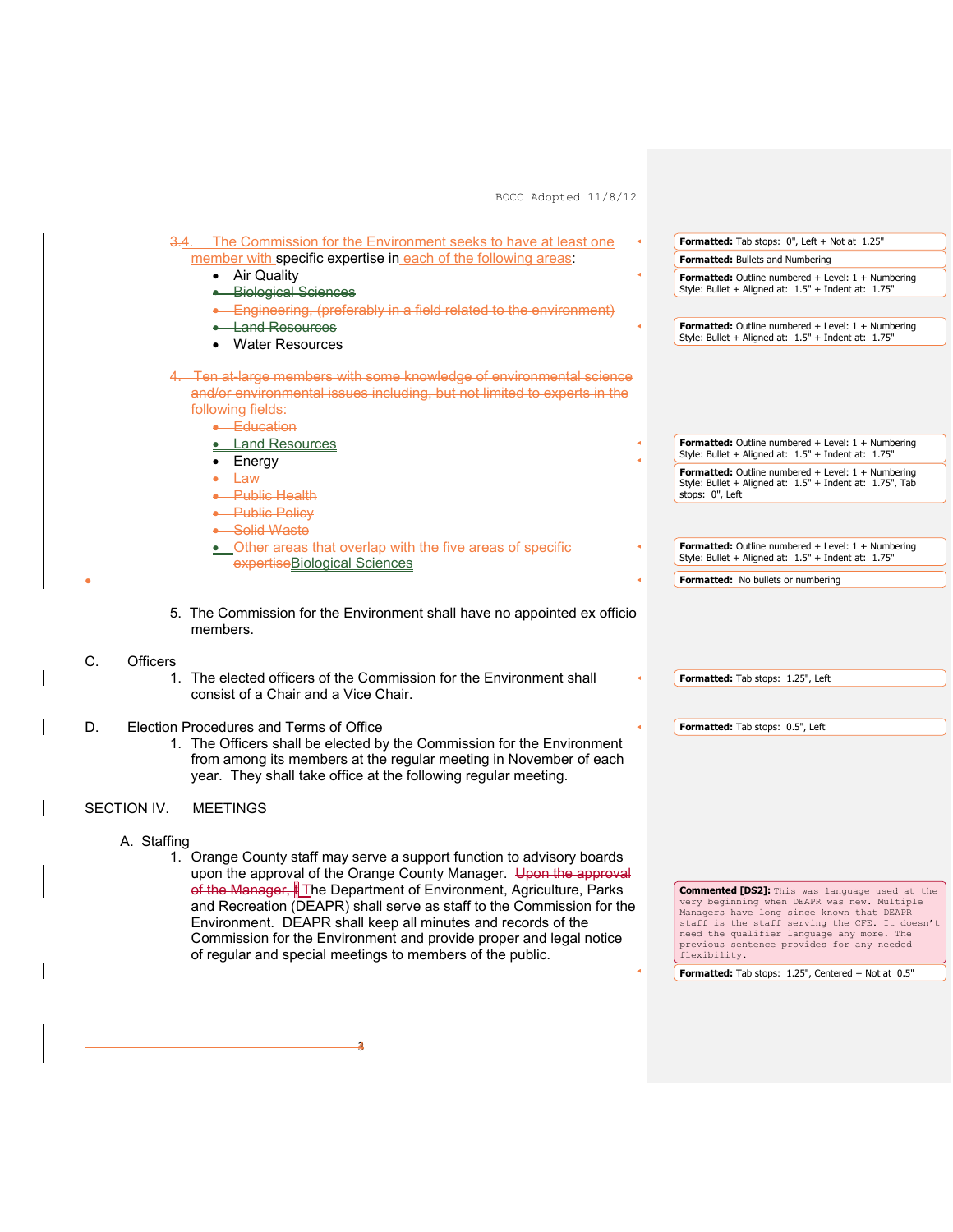3.4. The Commission for the Environment seeks to have at least one member with specific expertise in each of the following areas:

- Air Quality
- ~~Biological Sciences~~
- ~~Engineering, (preferably in a field related to the environment)~~
- ~~Land Resources~~
- Water Resources

~~4. Ten at-large members with some knowledge of environmental science and/or environmental issues including, but not limited to experts in the following fields:~~

- ~~Education~~
- Land Resources
- Energy
- ~~Law~~
- ~~Public Health~~
- ~~Public Policy~~
- ~~Solid Waste~~
- ~~Other areas that overlap with the five areas of specific expertise~~Biological Sciences

5. The Commission for the Environment shall have no appointed ex officio members.

C. Officers

1. The elected officers of the Commission for the Environment shall consist of a Chair and a Vice Chair.

D. Election Procedures and Terms of Office

1. The Officers shall be elected by the Commission for the Environment from among its members at the regular meeting in November of each year. They shall take office at the following regular meeting.

SECTION IV. MEETINGS

A. Staffing

1. Orange County staff may serve a support function to advisory boards upon the approval of the Orange County Manager. ~~Upon the approval of the Manager, t~~The Department of Environment, Agriculture, Parks and Recreation (DEAPR) shall serve as staff to the Commission for the Environment. DEAPR shall keep all minutes and records of the Commission for the Environment and provide proper and legal notice of regular and special meetings to members of the public.

**Commented [DS2]:** This was language used at the very beginning when DEAPR was new. Multiple Managers have long since known that DEAPR staff is the staff serving the CFE. It doesn't need the qualifier language any more. The previous sentence provides for any needed flexibility.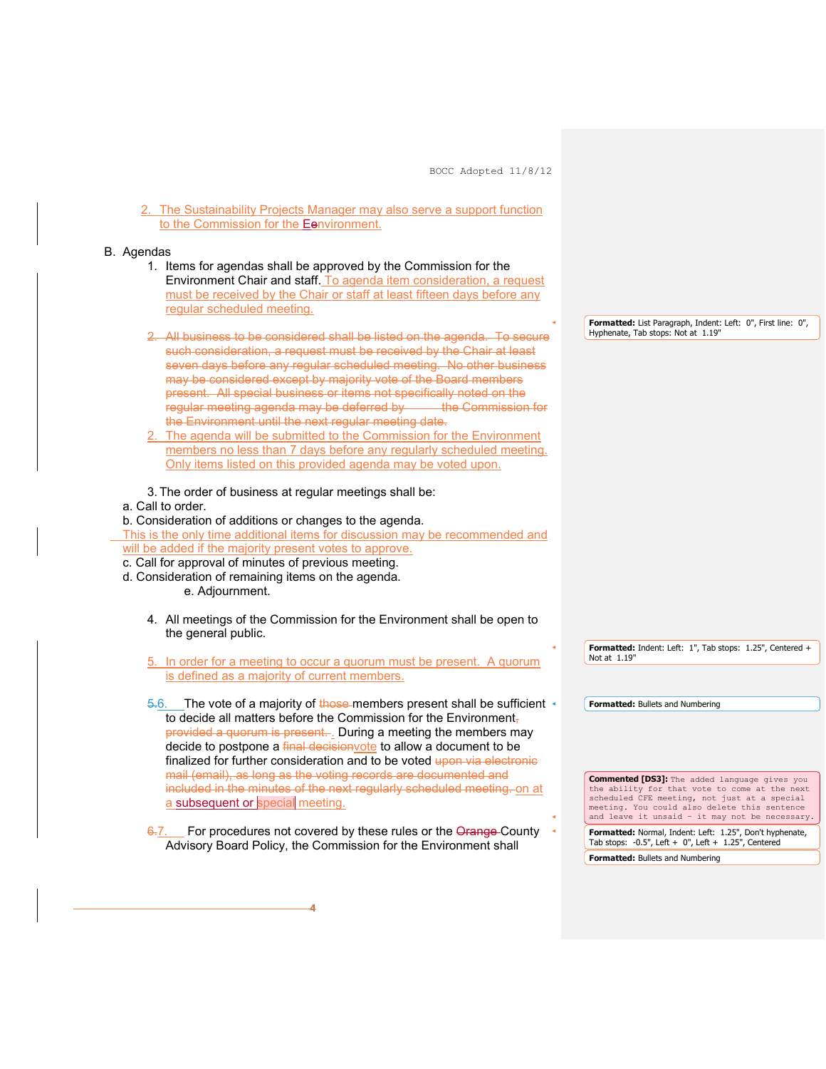2. The Sustainability Projects Manager may also serve a support function to the Commission for the Eenvironment.

B. Agendas

1. Items for agendas shall be approved by the Commission for the Environment Chair and staff. To agenda item consideration, a request must be received by the Chair or staff at least fifteen days before any regular scheduled meeting.

2. All business to be considered shall be listed on the agenda. To secure such consideration, a request must be received by the Chair at least seven days before any regular scheduled meeting. No other business may be considered except by majority vote of the Board members present. All special business or items not specifically noted on the regular meeting agenda may be deferred by the Commission for the Environment until the next regular meeting date.

2. The agenda will be submitted to the Commission for the Environment members no less than 7 days before any regularly scheduled meeting. Only items listed on this provided agenda may be voted upon.

3. The order of business at regular meetings shall be:

a. Call to order.

b. Consideration of additions or changes to the agenda. This is the only time additional items for discussion may be recommended and will be added if the majority present votes to approve.

c. Call for approval of minutes of previous meeting.

d. Consideration of remaining items on the agenda.

e. Adjournment.

4. All meetings of the Commission for the Environment shall be open to the general public.

5. In order for a meeting to occur a quorum must be present. A quorum is defined as a majority of current members.

5.6. The vote of a majority of those members present shall be sufficient to decide all matters before the Commission for the Environment, provided a quorum is present. . During a meeting the members may decide to postpone a final decisionvote to allow a document to be finalized for further consideration and to be voted upon via electronic mail (email), as long as the voting records are documented and included in the minutes of the next regularly scheduled meeting. on at a subsequent or special meeting.

6.7. For procedures not covered by these rules or the Orange County Advisory Board Policy, the Commission for the Environment shall

**Formatted:** List Paragraph, Indent: Left: 0", First line: 0", Hyphenate, Tab stops: Not at 1.19"

**Formatted:** Indent: Left: 1", Tab stops: 1.25", Centered + Not at 1.19"

**Formatted:** Bullets and Numbering

**Commented [DS3]:** The added language gives you the ability for that vote to come at the next scheduled CFE meeting, not just at a special meeting. You could also delete this sentence and leave it unsaid – it may not be necessary.

**Formatted:** Normal, Indent: Left: 1.25", Don't hyphenate, Tab stops: -0.5", Left + 0", Left + 1.25", Centered

**Formatted:** Bullets and Numbering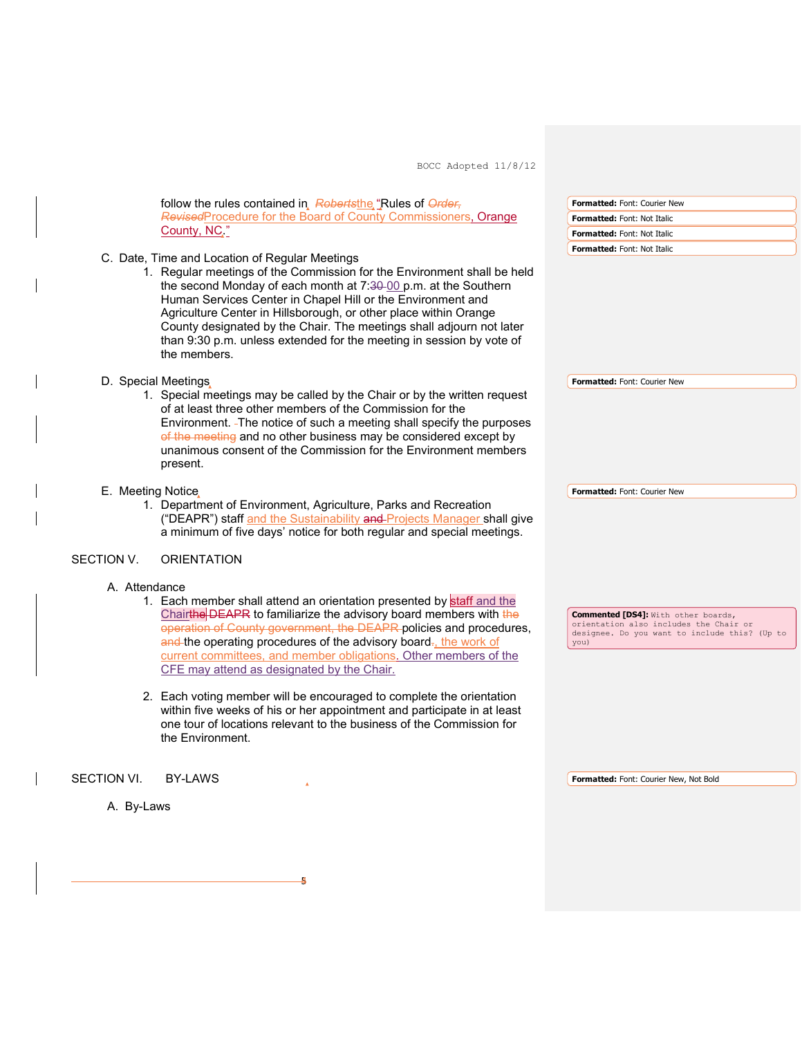follow the rules contained in ~~Roberts~~the "Rules of ~~Order, Revised~~Procedure for the Board of County Commissioners, Orange County, NC."

C. Date, Time and Location of Regular Meetings

1. Regular meetings of the Commission for the Environment shall be held the second Monday of each month at 7:~~30~~00 p.m. at the Southern Human Services Center in Chapel Hill or the Environment and Agriculture Center in Hillsborough, or other place within Orange County designated by the Chair. The meetings shall adjourn not later than 9:30 p.m. unless extended for the meeting in session by vote of the members.

D. Special Meetings

1. Special meetings may be called by the Chair or by the written request of at least three other members of the Commission for the Environment. The notice of such a meeting shall specify the purposes ~~of the meeting~~ and no other business may be considered except by unanimous consent of the Commission for the Environment members present.

E. Meeting Notice

1. Department of Environment, Agriculture, Parks and Recreation ("DEAPR") staff and the Sustainability ~~and~~ Projects Manager shall give a minimum of five days' notice for both regular and special meetings.

SECTION V. ORIENTATION

A. Attendance

1. Each member shall attend an orientation presented by staff and the Chair~~the DEAPR~~ to familiarize the advisory board members with ~~the operation of County government, the DEAPR~~ policies and procedures, ~~and~~ the operating procedures of the advisory board~~.~~, the work of current committees, and member obligations. Other members of the CFE may attend as designated by the Chair.

2. Each voting member will be encouraged to complete the orientation within five weeks of his or her appointment and participate in at least one tour of locations relevant to the business of the Commission for the Environment.

SECTION VI. BY-LAWS

A. By-Laws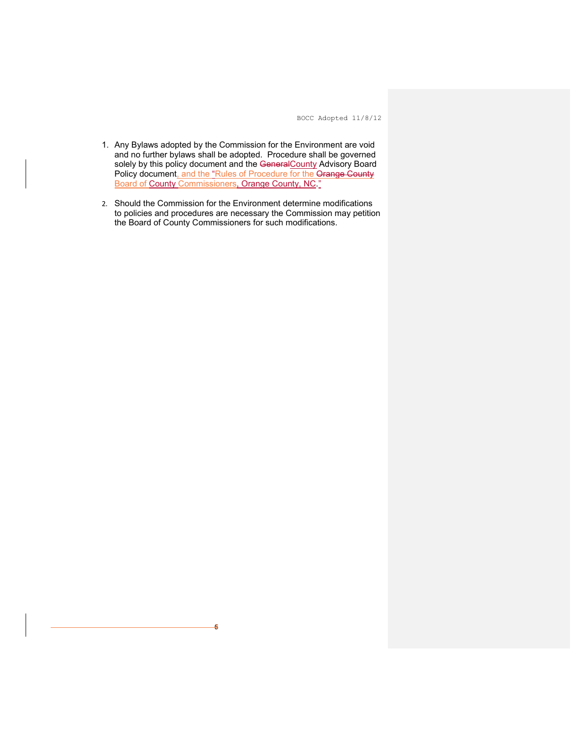1. Any Bylaws adopted by the Commission for the Environment are void and no further bylaws shall be adopted.  Procedure shall be governed solely by this policy document and the ~~General~~County Advisory Board Policy document, and the "Rules of Procedure for the ~~Orange County~~ Board of County Commissioners, Orange County, NC."

2. Should the Commission for the Environment determine modifications to policies and procedures are necessary the Commission may petition the Board of County Commissioners for such modifications.